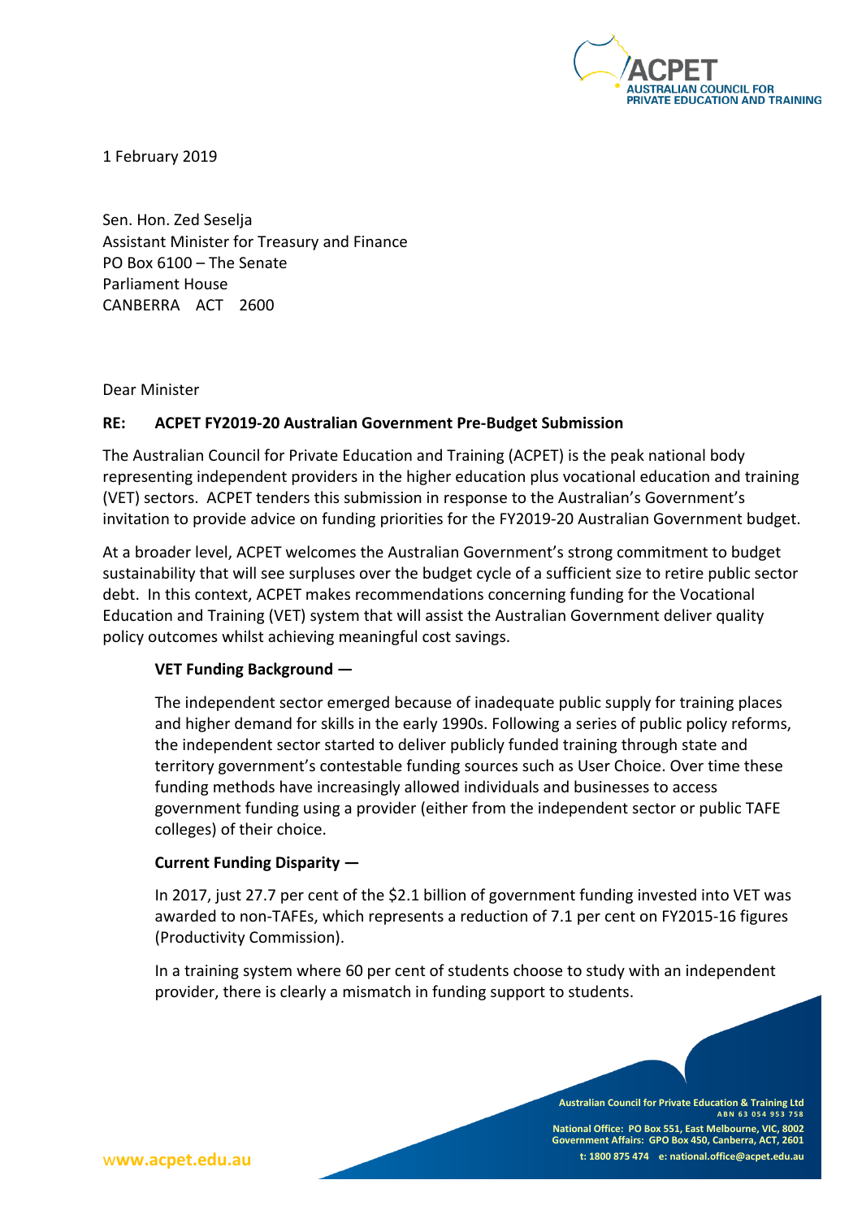1 February 2019

Sen. Hon. Zed Seselja
Assistant Minister for Treasury and Finance
PO Box 6100 – The Senate
Parliament House
CANBERRA ACT 2600

Dear Minister

**RE: ACPET FY2019-20 Australian Government Pre-Budget Submission**

The Australian Council for Private Education and Training (ACPET) is the peak national body representing independent providers in the higher education plus vocational education and training (VET) sectors. ACPET tenders this submission in response to the Australian's Government's invitation to provide advice on funding priorities for the FY2019-20 Australian Government budget.

At a broader level, ACPET welcomes the Australian Government's strong commitment to budget sustainability that will see surpluses over the budget cycle of a sufficient size to retire public sector debt. In this context, ACPET makes recommendations concerning funding for the Vocational Education and Training (VET) system that will assist the Australian Government deliver quality policy outcomes whilst achieving meaningful cost savings.

**VET Funding Background —**

The independent sector emerged because of inadequate public supply for training places and higher demand for skills in the early 1990s. Following a series of public policy reforms, the independent sector started to deliver publicly funded training through state and territory government's contestable funding sources such as User Choice. Over time these funding methods have increasingly allowed individuals and businesses to access government funding using a provider (either from the independent sector or public TAFE colleges) of their choice.

**Current Funding Disparity —**

In 2017, just 27.7 per cent of the $2.1 billion of government funding invested into VET was awarded to non-TAFEs, which represents a reduction of 7.1 per cent on FY2015-16 figures (Productivity Commission).

In a training system where 60 per cent of students choose to study with an independent provider, there is clearly a mismatch in funding support to students.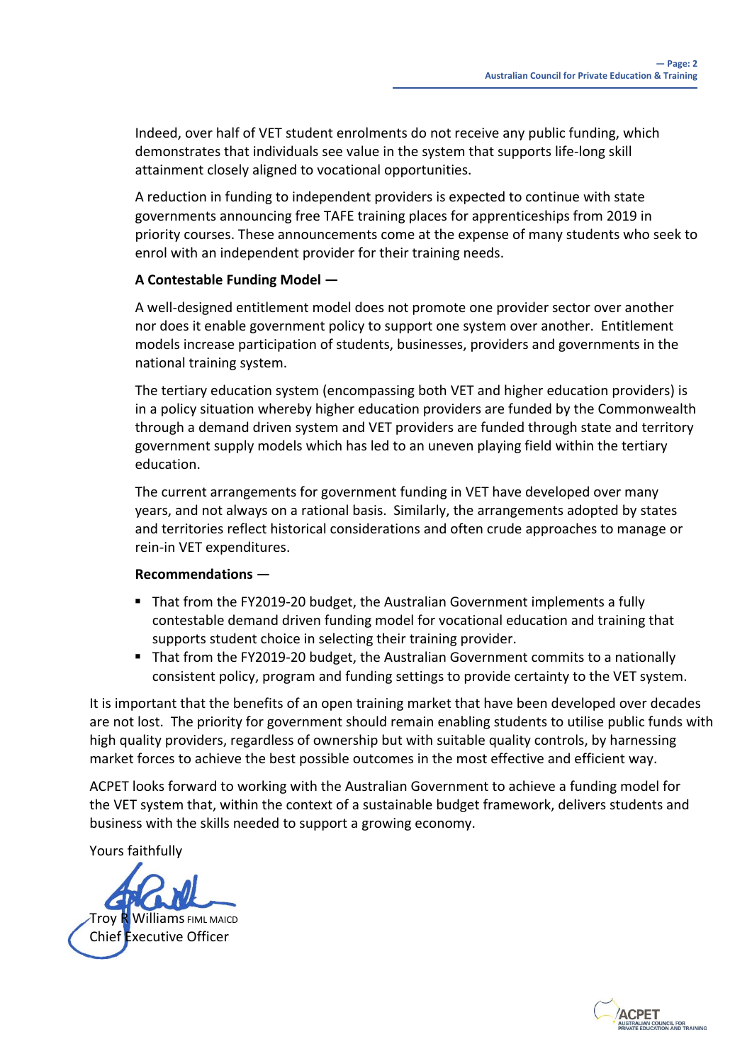Indeed, over half of VET student enrolments do not receive any public funding, which demonstrates that individuals see value in the system that supports life-long skill attainment closely aligned to vocational opportunities.

A reduction in funding to independent providers is expected to continue with state governments announcing free TAFE training places for apprenticeships from 2019 in priority courses. These announcements come at the expense of many students who seek to enrol with an independent provider for their training needs.

**A Contestable Funding Model —**

A well-designed entitlement model does not promote one provider sector over another nor does it enable government policy to support one system over another. Entitlement models increase participation of students, businesses, providers and governments in the national training system.

The tertiary education system (encompassing both VET and higher education providers) is in a policy situation whereby higher education providers are funded by the Commonwealth through a demand driven system and VET providers are funded through state and territory government supply models which has led to an uneven playing field within the tertiary education.

The current arrangements for government funding in VET have developed over many years, and not always on a rational basis. Similarly, the arrangements adopted by states and territories reflect historical considerations and often crude approaches to manage or rein-in VET expenditures.

**Recommendations —**

- That from the FY2019-20 budget, the Australian Government implements a fully contestable demand driven funding model for vocational education and training that supports student choice in selecting their training provider.
- That from the FY2019-20 budget, the Australian Government commits to a nationally consistent policy, program and funding settings to provide certainty to the VET system.

It is important that the benefits of an open training market that have been developed over decades are not lost. The priority for government should remain enabling students to utilise public funds with high quality providers, regardless of ownership but with suitable quality controls, by harnessing market forces to achieve the best possible outcomes in the most effective and efficient way.

ACPET looks forward to working with the Australian Government to achieve a funding model for the VET system that, within the context of a sustainable budget framework, delivers students and business with the skills needed to support a growing economy.

Yours faithfully

Troy R Williams FIML MAICD
Chief Executive Officer